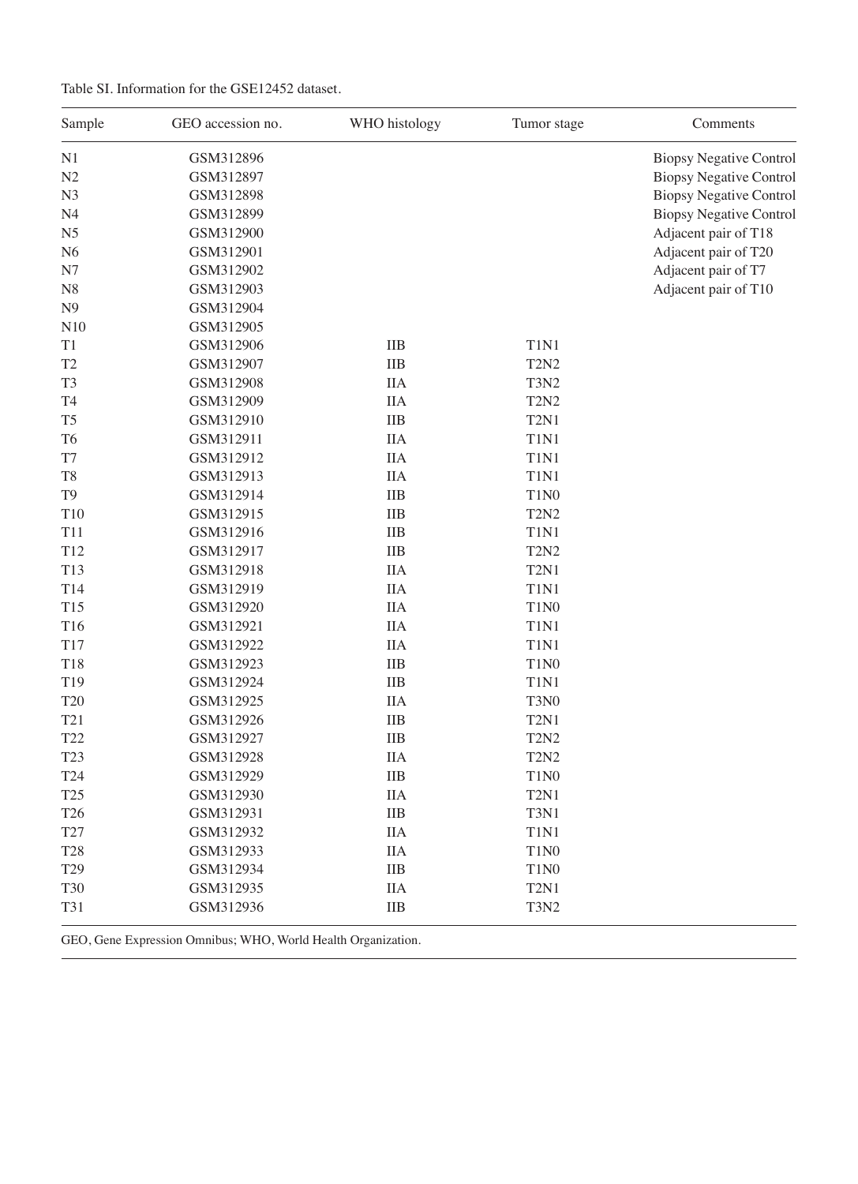Table SI. Information for the GSE12452 dataset.

| Sample | GEO accession no. | WHO histology | Tumor stage | Comments |
|---|---|---|---|---|
| N1 | GSM312896 | | | Biopsy Negative Control |
| N2 | GSM312897 | | | Biopsy Negative Control |
| N3 | GSM312898 | | | Biopsy Negative Control |
| N4 | GSM312899 | | | Biopsy Negative Control |
| N5 | GSM312900 | | | Adjacent pair of T18 |
| N6 | GSM312901 | | | Adjacent pair of T20 |
| N7 | GSM312902 | | | Adjacent pair of T7 |
| N8 | GSM312903 | | | Adjacent pair of T10 |
| N9 | GSM312904 | | | |
| N10 | GSM312905 | | | |
| T1 | GSM312906 | IIB | T1N1 | |
| T2 | GSM312907 | IIB | T2N2 | |
| T3 | GSM312908 | IIA | T3N2 | |
| T4 | GSM312909 | IIA | T2N2 | |
| T5 | GSM312910 | IIB | T2N1 | |
| T6 | GSM312911 | IIA | T1N1 | |
| T7 | GSM312912 | IIA | T1N1 | |
| T8 | GSM312913 | IIA | T1N1 | |
| T9 | GSM312914 | IIB | T1N0 | |
| T10 | GSM312915 | IIB | T2N2 | |
| T11 | GSM312916 | IIB | T1N1 | |
| T12 | GSM312917 | IIB | T2N2 | |
| T13 | GSM312918 | IIA | T2N1 | |
| T14 | GSM312919 | IIA | T1N1 | |
| T15 | GSM312920 | IIA | T1N0 | |
| T16 | GSM312921 | IIA | T1N1 | |
| T17 | GSM312922 | IIA | T1N1 | |
| T18 | GSM312923 | IIB | T1N0 | |
| T19 | GSM312924 | IIB | T1N1 | |
| T20 | GSM312925 | IIA | T3N0 | |
| T21 | GSM312926 | IIB | T2N1 | |
| T22 | GSM312927 | IIB | T2N2 | |
| T23 | GSM312928 | IIA | T2N2 | |
| T24 | GSM312929 | IIB | T1N0 | |
| T25 | GSM312930 | IIA | T2N1 | |
| T26 | GSM312931 | IIB | T3N1 | |
| T27 | GSM312932 | IIA | T1N1 | |
| T28 | GSM312933 | IIA | T1N0 | |
| T29 | GSM312934 | IIB | T1N0 | |
| T30 | GSM312935 | IIA | T2N1 | |
| T31 | GSM312936 | IIB | T3N2 | |

GEO, Gene Expression Omnibus; WHO, World Health Organization.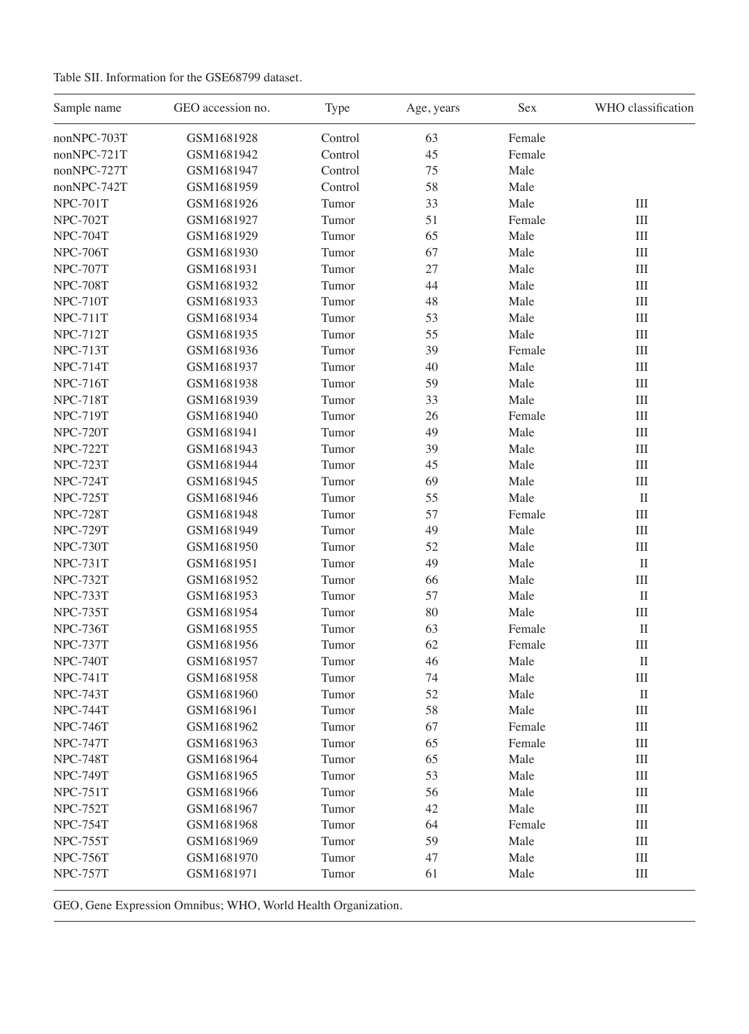Table SII. Information for the GSE68799 dataset.

| Sample name | GEO accession no. | Type | Age, years | Sex | WHO classification |
|---|---|---|---|---|---|
| nonNPC-703T | GSM1681928 | Control | 63 | Female | |
| nonNPC-721T | GSM1681942 | Control | 45 | Female | |
| nonNPC-727T | GSM1681947 | Control | 75 | Male | |
| nonNPC-742T | GSM1681959 | Control | 58 | Male | |
| NPC-701T | GSM1681926 | Tumor | 33 | Male | III |
| NPC-702T | GSM1681927 | Tumor | 51 | Female | III |
| NPC-704T | GSM1681929 | Tumor | 65 | Male | III |
| NPC-706T | GSM1681930 | Tumor | 67 | Male | III |
| NPC-707T | GSM1681931 | Tumor | 27 | Male | III |
| NPC-708T | GSM1681932 | Tumor | 44 | Male | III |
| NPC-710T | GSM1681933 | Tumor | 48 | Male | III |
| NPC-711T | GSM1681934 | Tumor | 53 | Male | III |
| NPC-712T | GSM1681935 | Tumor | 55 | Male | III |
| NPC-713T | GSM1681936 | Tumor | 39 | Female | III |
| NPC-714T | GSM1681937 | Tumor | 40 | Male | III |
| NPC-716T | GSM1681938 | Tumor | 59 | Male | III |
| NPC-718T | GSM1681939 | Tumor | 33 | Male | III |
| NPC-719T | GSM1681940 | Tumor | 26 | Female | III |
| NPC-720T | GSM1681941 | Tumor | 49 | Male | III |
| NPC-722T | GSM1681943 | Tumor | 39 | Male | III |
| NPC-723T | GSM1681944 | Tumor | 45 | Male | III |
| NPC-724T | GSM1681945 | Tumor | 69 | Male | III |
| NPC-725T | GSM1681946 | Tumor | 55 | Male | II |
| NPC-728T | GSM1681948 | Tumor | 57 | Female | III |
| NPC-729T | GSM1681949 | Tumor | 49 | Male | III |
| NPC-730T | GSM1681950 | Tumor | 52 | Male | III |
| NPC-731T | GSM1681951 | Tumor | 49 | Male | II |
| NPC-732T | GSM1681952 | Tumor | 66 | Male | III |
| NPC-733T | GSM1681953 | Tumor | 57 | Male | II |
| NPC-735T | GSM1681954 | Tumor | 80 | Male | III |
| NPC-736T | GSM1681955 | Tumor | 63 | Female | II |
| NPC-737T | GSM1681956 | Tumor | 62 | Female | III |
| NPC-740T | GSM1681957 | Tumor | 46 | Male | II |
| NPC-741T | GSM1681958 | Tumor | 74 | Male | III |
| NPC-743T | GSM1681960 | Tumor | 52 | Male | II |
| NPC-744T | GSM1681961 | Tumor | 58 | Male | III |
| NPC-746T | GSM1681962 | Tumor | 67 | Female | III |
| NPC-747T | GSM1681963 | Tumor | 65 | Female | III |
| NPC-748T | GSM1681964 | Tumor | 65 | Male | III |
| NPC-749T | GSM1681965 | Tumor | 53 | Male | III |
| NPC-751T | GSM1681966 | Tumor | 56 | Male | III |
| NPC-752T | GSM1681967 | Tumor | 42 | Male | III |
| NPC-754T | GSM1681968 | Tumor | 64 | Female | III |
| NPC-755T | GSM1681969 | Tumor | 59 | Male | III |
| NPC-756T | GSM1681970 | Tumor | 47 | Male | III |
| NPC-757T | GSM1681971 | Tumor | 61 | Male | III |

GEO, Gene Expression Omnibus; WHO, World Health Organization.